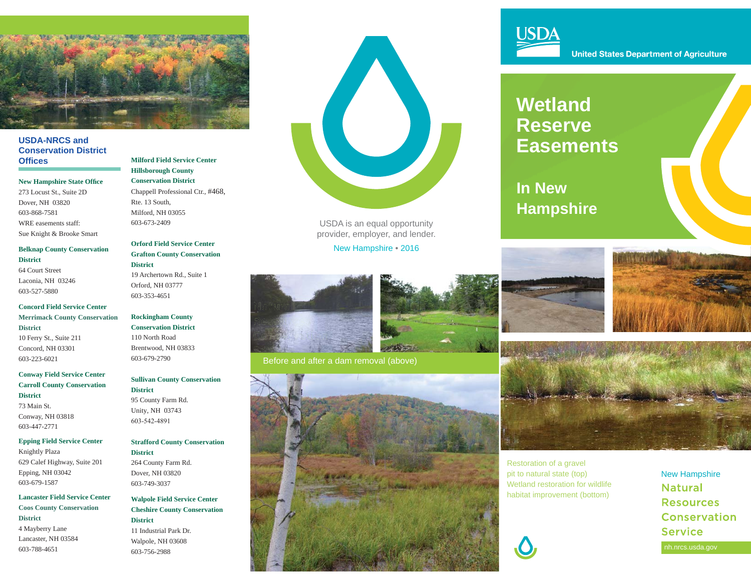## USDA-NRCS and Conservation District Offices

**New Hampshire State Office**
273 Locust St., Suite 2D
Dover, NH 03820
603-868-7581
WRE easements staff:
Sue Knight & Brooke Smart

**Belknap County Conservation District**
64 Court Street
Laconia, NH 03246
603-527-5880

**Concord Field Service Center**
**Merrimack County Conservation District**
10 Ferry St., Suite 211
Concord, NH 03301
603-223-6021

**Conway Field Service Center**
**Carroll County Conservation District**
73 Main St.
Conway, NH 03818
603-447-2771

**Epping Field Service Center**
Knightly Plaza
629 Calef Highway, Suite 201
Epping, NH 03042
603-679-1587

**Lancaster Field Service Center**
**Coos County Conservation District**
4 Mayberry Lane
Lancaster, NH 03584
603-788-4651

**Milford Field Service Center**
**Hillsborough County Conservation District**
Chappell Professional Ctr., #468,
Rte. 13 South,
Milford, NH 03055
603-673-2409

**Orford Field Service Center**
**Grafton County Conservation District**
19 Archertown Rd., Suite 1
Orford, NH 03777
603-353-4651

**Rockingham County Conservation District**
110 North Road
Brentwood, NH 03833
603-679-2790

**Sullivan County Conservation District**
95 County Farm Rd.
Unity, NH 03743
603-542-4891

**Strafford County Conservation District**
264 County Farm Rd.
Dover, NH 03820
603-749-3037

**Walpole Field Service Center**
**Cheshire County Conservation District**
11 Industrial Park Dr.
Walpole, NH 03608
603-756-2988

USDA is an equal opportunity provider, employer, and lender.

New Hampshire • 2016

Before and after a dam removal (above)

USDA
United States Department of Agriculture

# Wetland Reserve Easements

## In New Hampshire

Restoration of a gravel pit to natural state (top)
Wetland restoration for wildlife habitat improvement (bottom)

New Hampshire
Natural Resources Conservation Service

nh.nrcs.usda.gov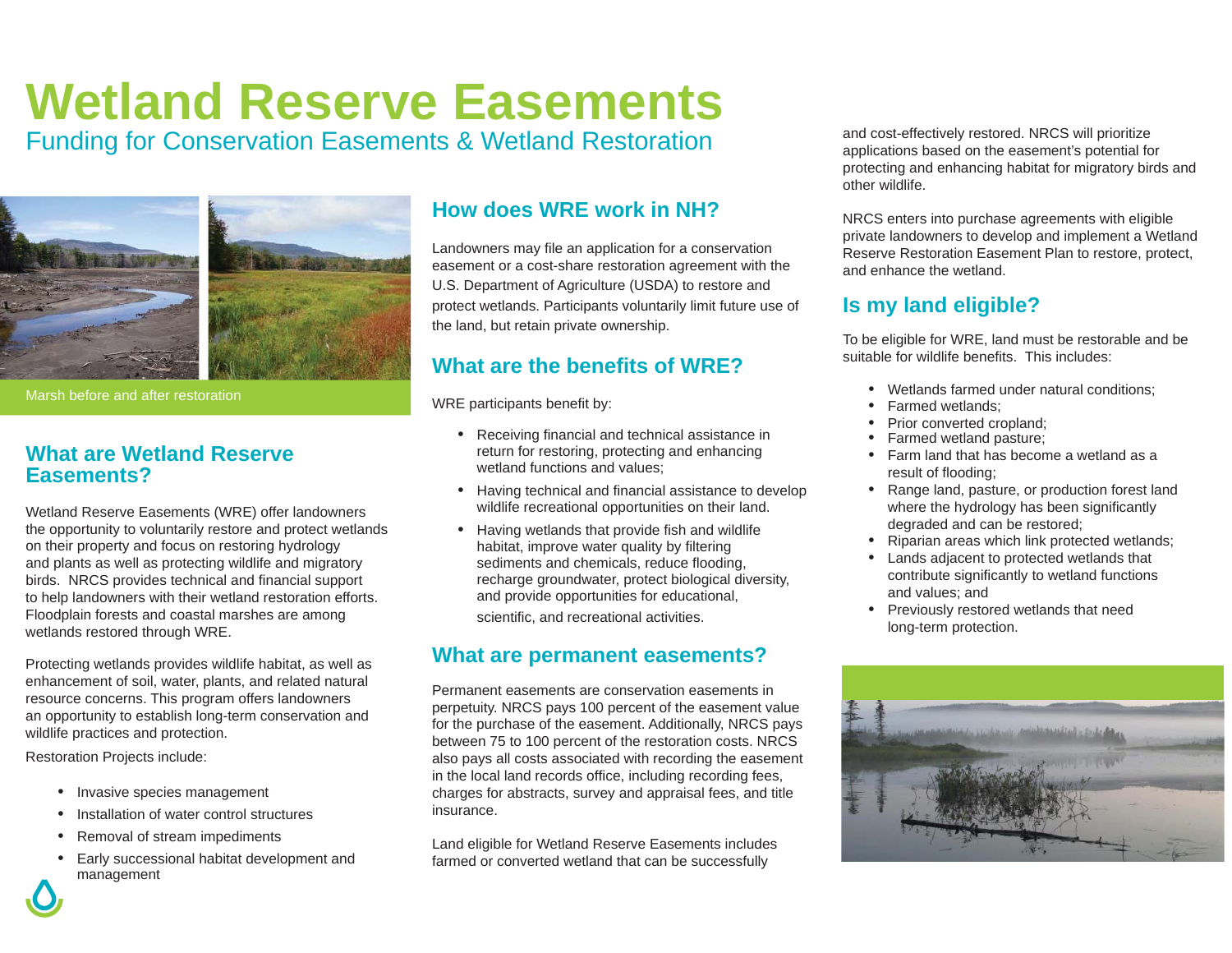# Wetland Reserve Easements

## Funding for Conservation Easements & Wetland Restoration

Marsh before and after restoration

## What are Wetland Reserve Easements?

Wetland Reserve Easements (WRE) offer landowners the opportunity to voluntarily restore and protect wetlands on their property and focus on restoring hydrology and plants as well as protecting wildlife and migratory birds. NRCS provides technical and financial support to help landowners with their wetland restoration efforts. Floodplain forests and coastal marshes are among wetlands restored through WRE.

Protecting wetlands provides wildlife habitat, as well as enhancement of soil, water, plants, and related natural resource concerns. This program offers landowners an opportunity to establish long-term conservation and wildlife practices and protection.

Restoration Projects include:

- Invasive species management
- Installation of water control structures
- Removal of stream impediments
- Early successional habitat development and management

## How does WRE work in NH?

Landowners may file an application for a conservation easement or a cost-share restoration agreement with the U.S. Department of Agriculture (USDA) to restore and protect wetlands. Participants voluntarily limit future use of the land, but retain private ownership.

## What are the benefits of WRE?

WRE participants benefit by:

- Receiving financial and technical assistance in return for restoring, protecting and enhancing wetland functions and values;
- Having technical and financial assistance to develop wildlife recreational opportunities on their land.
- Having wetlands that provide fish and wildlife habitat, improve water quality by filtering sediments and chemicals, reduce flooding, recharge groundwater, protect biological diversity, and provide opportunities for educational, scientific, and recreational activities.

## What are permanent easements?

Permanent easements are conservation easements in perpetuity. NRCS pays 100 percent of the easement value for the purchase of the easement. Additionally, NRCS pays between 75 to 100 percent of the restoration costs. NRCS also pays all costs associated with recording the easement in the local land records office, including recording fees, charges for abstracts, survey and appraisal fees, and title insurance.

Land eligible for Wetland Reserve Easements includes farmed or converted wetland that can be successfully and cost-effectively restored. NRCS will prioritize applications based on the easement's potential for protecting and enhancing habitat for migratory birds and other wildlife.

NRCS enters into purchase agreements with eligible private landowners to develop and implement a Wetland Reserve Restoration Easement Plan to restore, protect, and enhance the wetland.

## Is my land eligible?

To be eligible for WRE, land must be restorable and be suitable for wildlife benefits. This includes:

- Wetlands farmed under natural conditions;
- Farmed wetlands;
- Prior converted cropland;
- Farmed wetland pasture;
- Farm land that has become a wetland as a result of flooding;
- Range land, pasture, or production forest land where the hydrology has been significantly degraded and can be restored;
- Riparian areas which link protected wetlands;
- Lands adjacent to protected wetlands that contribute significantly to wetland functions and values; and
- Previously restored wetlands that need long-term protection.